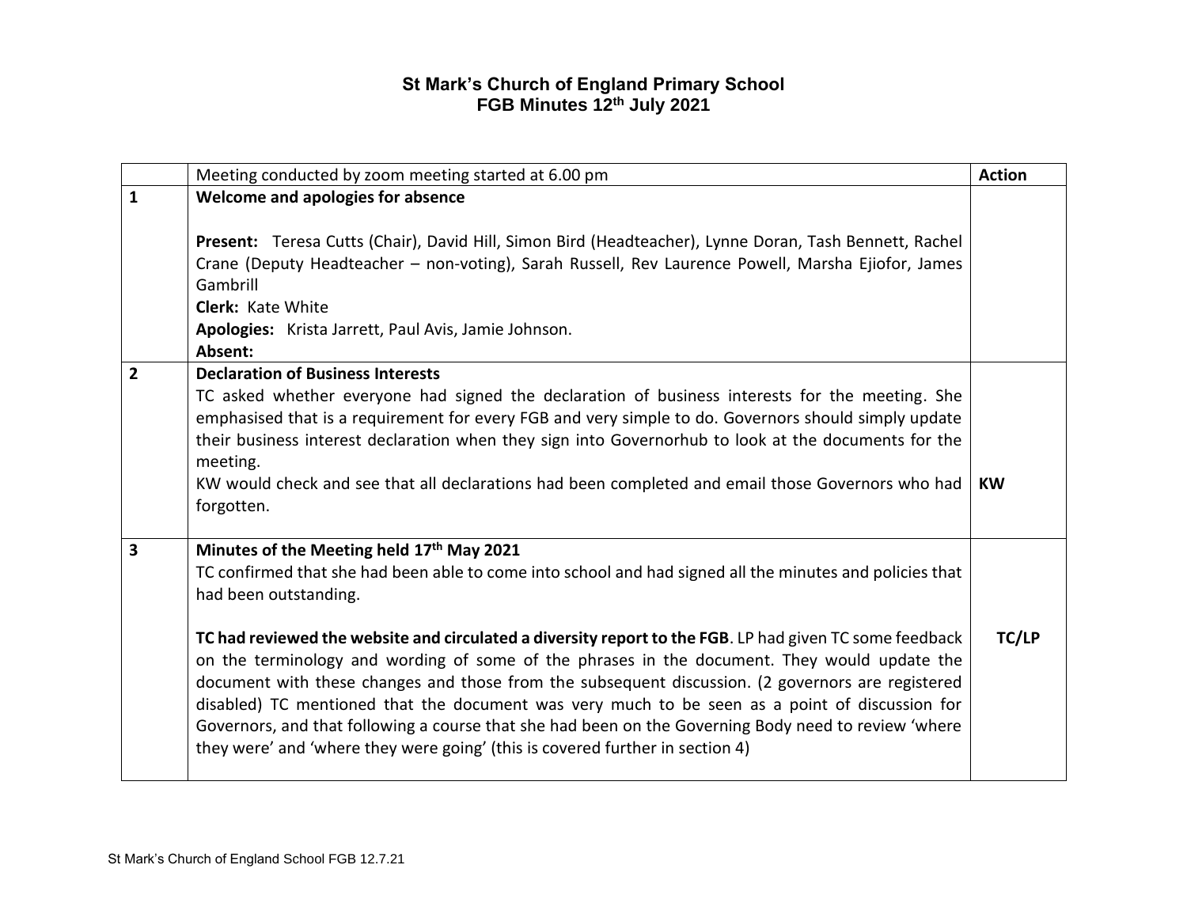# St Mark's Church of England Primary School
## FGB Minutes 12th July 2021

| | Meeting conducted by zoom meeting started at 6.00 pm | Action |
|---|---|---|
| 1 | **Welcome and apologies for absence**<br><br>**Present:** Teresa Cutts (Chair), David Hill, Simon Bird (Headteacher), Lynne Doran, Tash Bennett, Rachel Crane (Deputy Headteacher – non-voting), Sarah Russell, Rev Laurence Powell, Marsha Ejiofor, James Gambrill<br>**Clerk:** Kate White<br>**Apologies:** Krista Jarrett, Paul Avis, Jamie Johnson.<br>**Absent:** | |
| 2 | **Declaration of Business Interests**<br>TC asked whether everyone had signed the declaration of business interests for the meeting. She emphasised that is a requirement for every FGB and very simple to do. Governors should simply update their business interest declaration when they sign into Governorhub to look at the documents for the meeting.<br>KW would check and see that all declarations had been completed and email those Governors who had forgotten. | **KW** |
| 3 | **Minutes of the Meeting held 17th May 2021**<br>TC confirmed that she had been able to come into school and had signed all the minutes and policies that had been outstanding.<br><br>**TC had reviewed the website and circulated a diversity report to the FGB**. LP had given TC some feedback on the terminology and wording of some of the phrases in the document. They would update the document with these changes and those from the subsequent discussion. (2 governors are registered disabled) TC mentioned that the document was very much to be seen as a point of discussion for Governors, and that following a course that she had been on the Governing Body need to review 'where they were' and 'where they were going' (this is covered further in section 4) | **TC/LP** |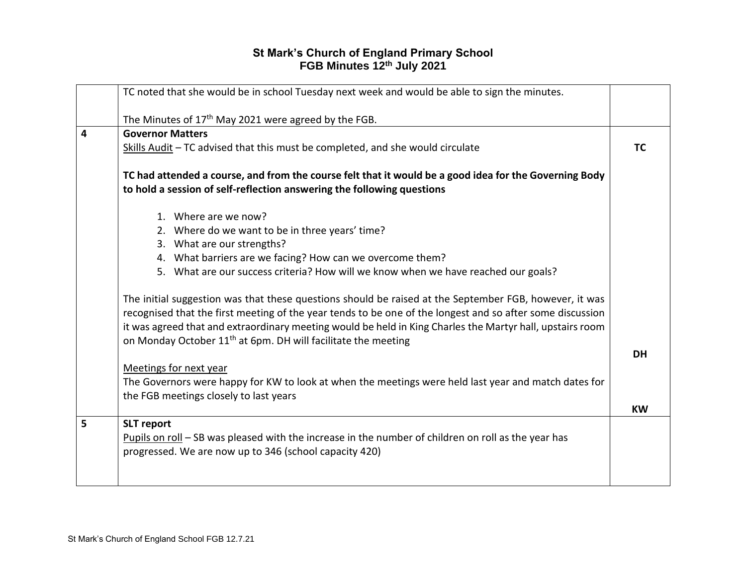# St Mark's Church of England Primary School
## FGB Minutes 12th July 2021

| | | |
|---|---|---|
| | TC noted that she would be in school Tuesday next week and would be able to sign the minutes.<br><br>The Minutes of 17th May 2021 were agreed by the FGB. | |
| 4 | **Governor Matters**<br>Skills Audit – TC advised that this must be completed, and she would circulate<br><br>**TC had attended a course, and from the course felt that it would be a good idea for the Governing Body to hold a session of self-reflection answering the following questions**<br><br>1. Where are we now?<br>2. Where do we want to be in three years' time?<br>3. What are our strengths?<br>4. What barriers are we facing? How can we overcome them?<br>5. What are our success criteria? How will we know when we have reached our goals?<br><br>The initial suggestion was that these questions should be raised at the September FGB, however, it was recognised that the first meeting of the year tends to be one of the longest and so after some discussion it was agreed that and extraordinary meeting would be held in King Charles the Martyr hall, upstairs room on Monday October 11th at 6pm. DH will facilitate the meeting<br><br>Meetings for next year<br>The Governors were happy for KW to look at when the meetings were held last year and match dates for the FGB meetings closely to last years | **TC**<br><br><br><br><br><br><br><br><br><br><br>**DH**<br><br><br>**KW** |
| 5 | **SLT report**<br>Pupils on roll – SB was pleased with the increase in the number of children on roll as the year has progressed. We are now up to 346 (school capacity 420) | |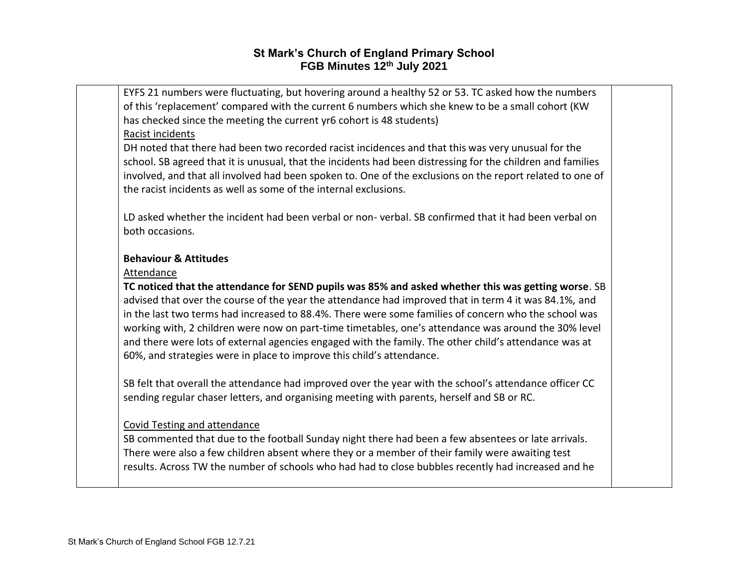EYFS 21 numbers were fluctuating, but hovering around a healthy 52 or 53. TC asked how the numbers of this 'replacement' compared with the current 6 numbers which she knew to be a small cohort (KW has checked since the meeting the current yr6 cohort is 48 students)

Racist incidents

DH noted that there had been two recorded racist incidences and that this was very unusual for the school. SB agreed that it is unusual, that the incidents had been distressing for the children and families involved, and that all involved had been spoken to. One of the exclusions on the report related to one of the racist incidents as well as some of the internal exclusions.

LD asked whether the incident had been verbal or non- verbal. SB confirmed that it had been verbal on both occasions.

**Behaviour & Attitudes**

Attendance

**TC noticed that the attendance for SEND pupils was 85% and asked whether this was getting worse**. SB advised that over the course of the year the attendance had improved that in term 4 it was 84.1%, and in the last two terms had increased to 88.4%. There were some families of concern who the school was working with, 2 children were now on part-time timetables, one's attendance was around the 30% level and there were lots of external agencies engaged with the family. The other child's attendance was at 60%, and strategies were in place to improve this child's attendance.

SB felt that overall the attendance had improved over the year with the school's attendance officer CC sending regular chaser letters, and organising meeting with parents, herself and SB or RC.

Covid Testing and attendance

SB commented that due to the football Sunday night there had been a few absentees or late arrivals. There were also a few children absent where they or a member of their family were awaiting test results. Across TW the number of schools who had had to close bubbles recently had increased and he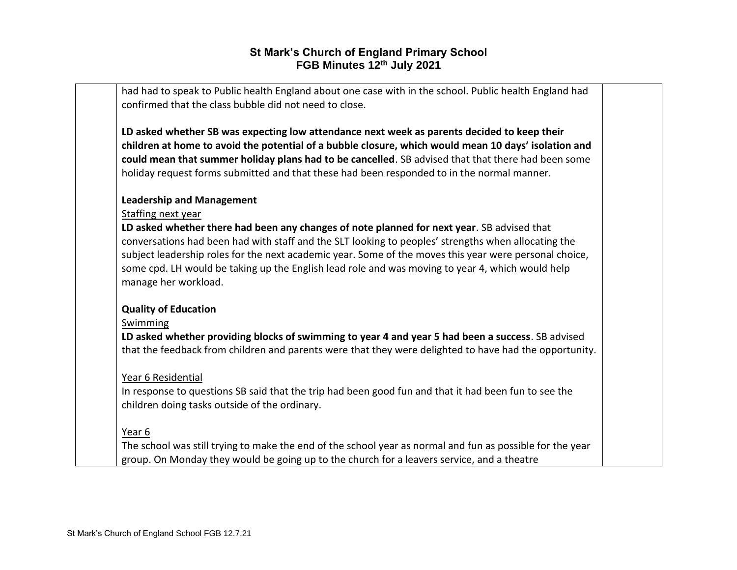had had to speak to Public health England about one case with in the school. Public health England had confirmed that the class bubble did not need to close.

**LD asked whether SB was expecting low attendance next week as parents decided to keep their children at home to avoid the potential of a bubble closure, which would mean 10 days' isolation and could mean that summer holiday plans had to be cancelled**. SB advised that that there had been some holiday request forms submitted and that these had been responded to in the normal manner.

**Leadership and Management**

Staffing next year

**LD asked whether there had been any changes of note planned for next year**. SB advised that conversations had been had with staff and the SLT looking to peoples' strengths when allocating the subject leadership roles for the next academic year. Some of the moves this year were personal choice, some cpd. LH would be taking up the English lead role and was moving to year 4, which would help manage her workload.

**Quality of Education**

Swimming

**LD asked whether providing blocks of swimming to year 4 and year 5 had been a success**. SB advised that the feedback from children and parents were that they were delighted to have had the opportunity.

Year 6 Residential

In response to questions SB said that the trip had been good fun and that it had been fun to see the children doing tasks outside of the ordinary.

Year 6

The school was still trying to make the end of the school year as normal and fun as possible for the year group. On Monday they would be going up to the church for a leavers service, and a theatre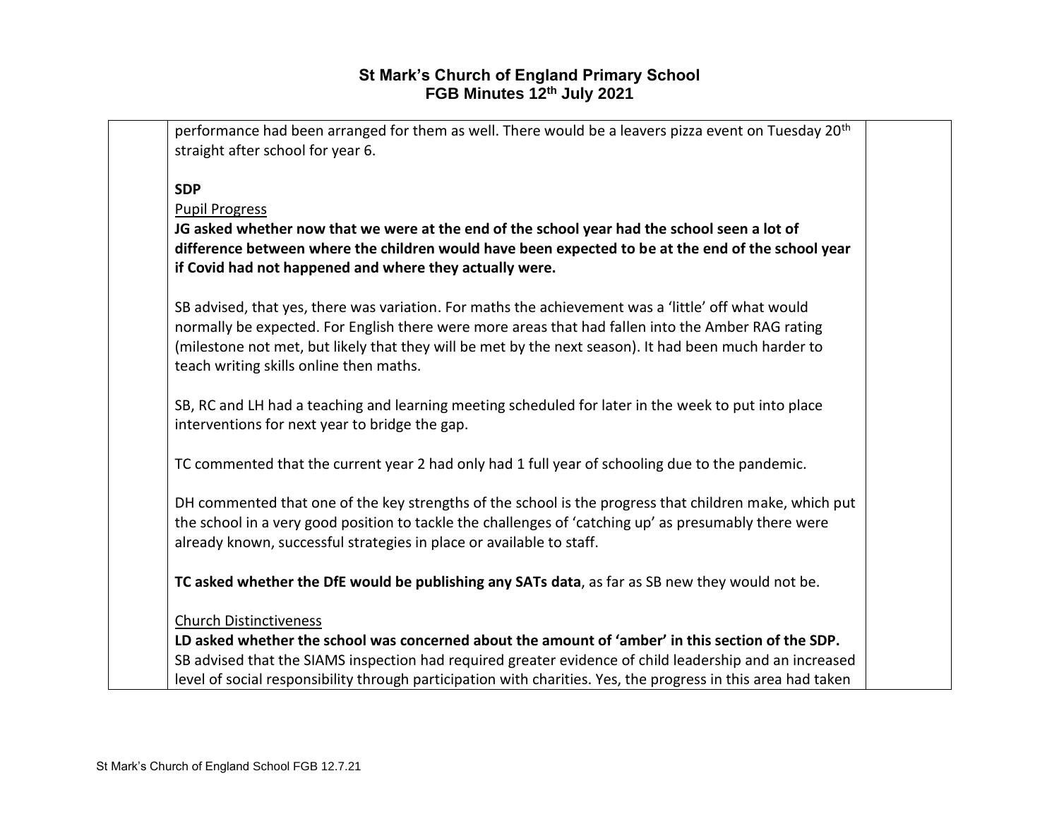performance had been arranged for them as well. There would be a leavers pizza event on Tuesday 20th straight after school for year 6.

**SDP**

Pupil Progress

**JG asked whether now that we were at the end of the school year had the school seen a lot of difference between where the children would have been expected to be at the end of the school year if Covid had not happened and where they actually were.**

SB advised, that yes, there was variation. For maths the achievement was a 'little' off what would normally be expected. For English there were more areas that had fallen into the Amber RAG rating (milestone not met, but likely that they will be met by the next season). It had been much harder to teach writing skills online then maths.

SB, RC and LH had a teaching and learning meeting scheduled for later in the week to put into place interventions for next year to bridge the gap.

TC commented that the current year 2 had only had 1 full year of schooling due to the pandemic.

DH commented that one of the key strengths of the school is the progress that children make, which put the school in a very good position to tackle the challenges of 'catching up' as presumably there were already known, successful strategies in place or available to staff.

**TC asked whether the DfE would be publishing any SATs data**, as far as SB new they would not be.

Church Distinctiveness

**LD asked whether the school was concerned about the amount of 'amber' in this section of the SDP.** SB advised that the SIAMS inspection had required greater evidence of child leadership and an increased level of social responsibility through participation with charities. Yes, the progress in this area had taken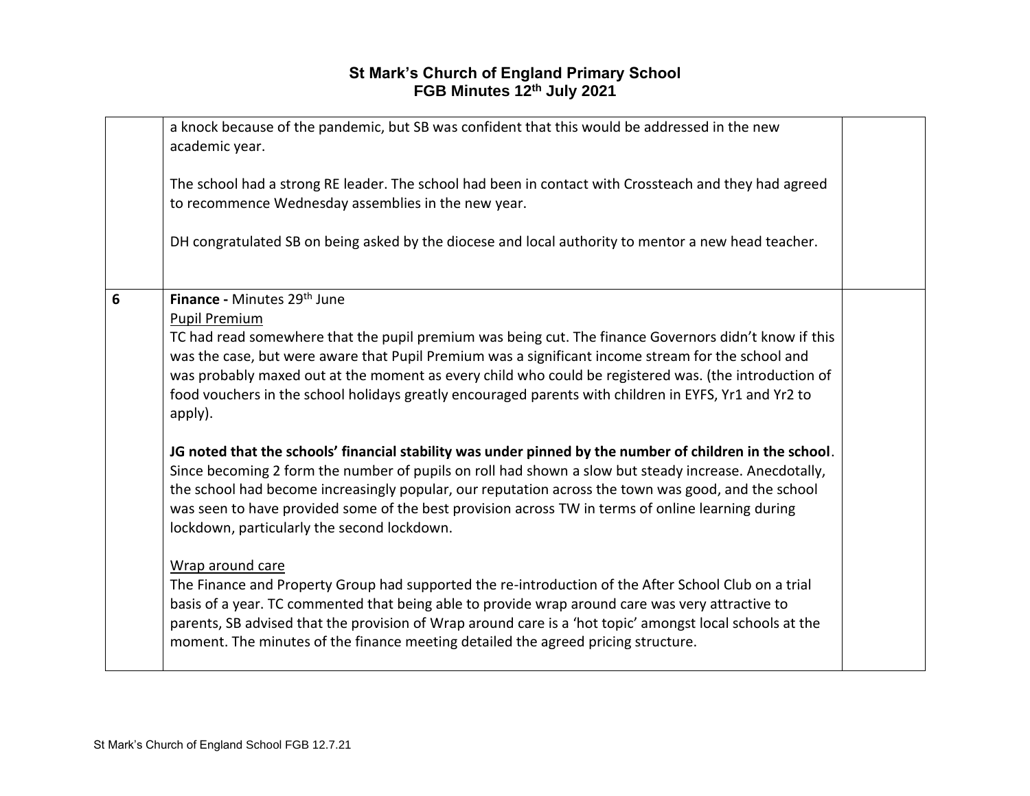| | | |
|---|---|---|
| | a knock because of the pandemic, but SB was confident that this would be addressed in the new academic year.<br><br>The school had a strong RE leader. The school had been in contact with Crossteach and they had agreed to recommence Wednesday assemblies in the new year.<br><br>DH congratulated SB on being asked by the diocese and local authority to mentor a new head teacher. | |
| 6 | **Finance -** Minutes 29th June<br><u>Pupil Premium</u><br>TC had read somewhere that the pupil premium was being cut. The finance Governors didn't know if this was the case, but were aware that Pupil Premium was a significant income stream for the school and was probably maxed out at the moment as every child who could be registered was. (the introduction of food vouchers in the school holidays greatly encouraged parents with children in EYFS, Yr1 and Yr2 to apply).<br><br>**JG noted that the schools' financial stability was under pinned by the number of children in the school**. Since becoming 2 form the number of pupils on roll had shown a slow but steady increase. Anecdotally, the school had become increasingly popular, our reputation across the town was good, and the school was seen to have provided some of the best provision across TW in terms of online learning during lockdown, particularly the second lockdown.<br><br><u>Wrap around care</u><br>The Finance and Property Group had supported the re-introduction of the After School Club on a trial basis of a year. TC commented that being able to provide wrap around care was very attractive to parents, SB advised that the provision of Wrap around care is a 'hot topic' amongst local schools at the moment. The minutes of the finance meeting detailed the agreed pricing structure. | |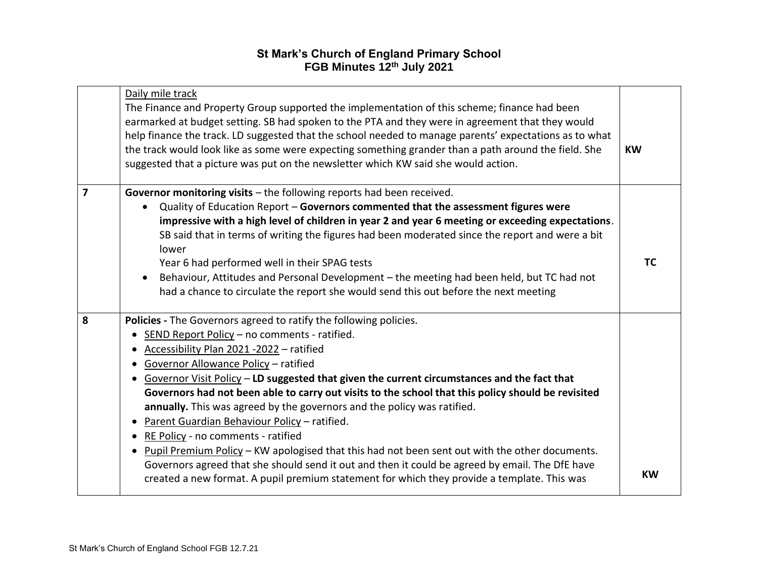# St Mark's Church of England Primary School
## FGB Minutes 12th July 2021

| | | |
|---|---|---|
| | Daily mile track<br>The Finance and Property Group supported the implementation of this scheme; finance had been earmarked at budget setting. SB had spoken to the PTA and they were in agreement that they would help finance the track. LD suggested that the school needed to manage parents' expectations as to what the track would look like as some were expecting something grander than a path around the field. She suggested that a picture was put on the newsletter which KW said she would action. | **KW** |
| **7** | **Governor monitoring visits** – the following reports had been received.<br>• Quality of Education Report – **Governors commented that the assessment figures were impressive with a high level of children in year 2 and year 6 meeting or exceeding expectations**. SB said that in terms of writing the figures had been moderated since the report and were a bit lower<br>Year 6 had performed well in their SPAG tests<br>• Behaviour, Attitudes and Personal Development – the meeting had been held, but TC had not had a chance to circulate the report she would send this out before the next meeting | **TC** |
| **8** | **Policies -** The Governors agreed to ratify the following policies.<br>• SEND Report Policy – no comments - ratified.<br>• Accessibility Plan 2021 -2022 – ratified<br>• Governor Allowance Policy – ratified<br>• Governor Visit Policy – **LD suggested that given the current circumstances and the fact that Governors had not been able to carry out visits to the school that this policy should be revisited annually.** This was agreed by the governors and the policy was ratified.<br>• Parent Guardian Behaviour Policy – ratified.<br>• RE Policy - no comments - ratified<br>• Pupil Premium Policy – KW apologised that this had not been sent out with the other documents. Governors agreed that she should send it out and then it could be agreed by email. The DfE have created a new format. A pupil premium statement for which they provide a template. This was | **KW** |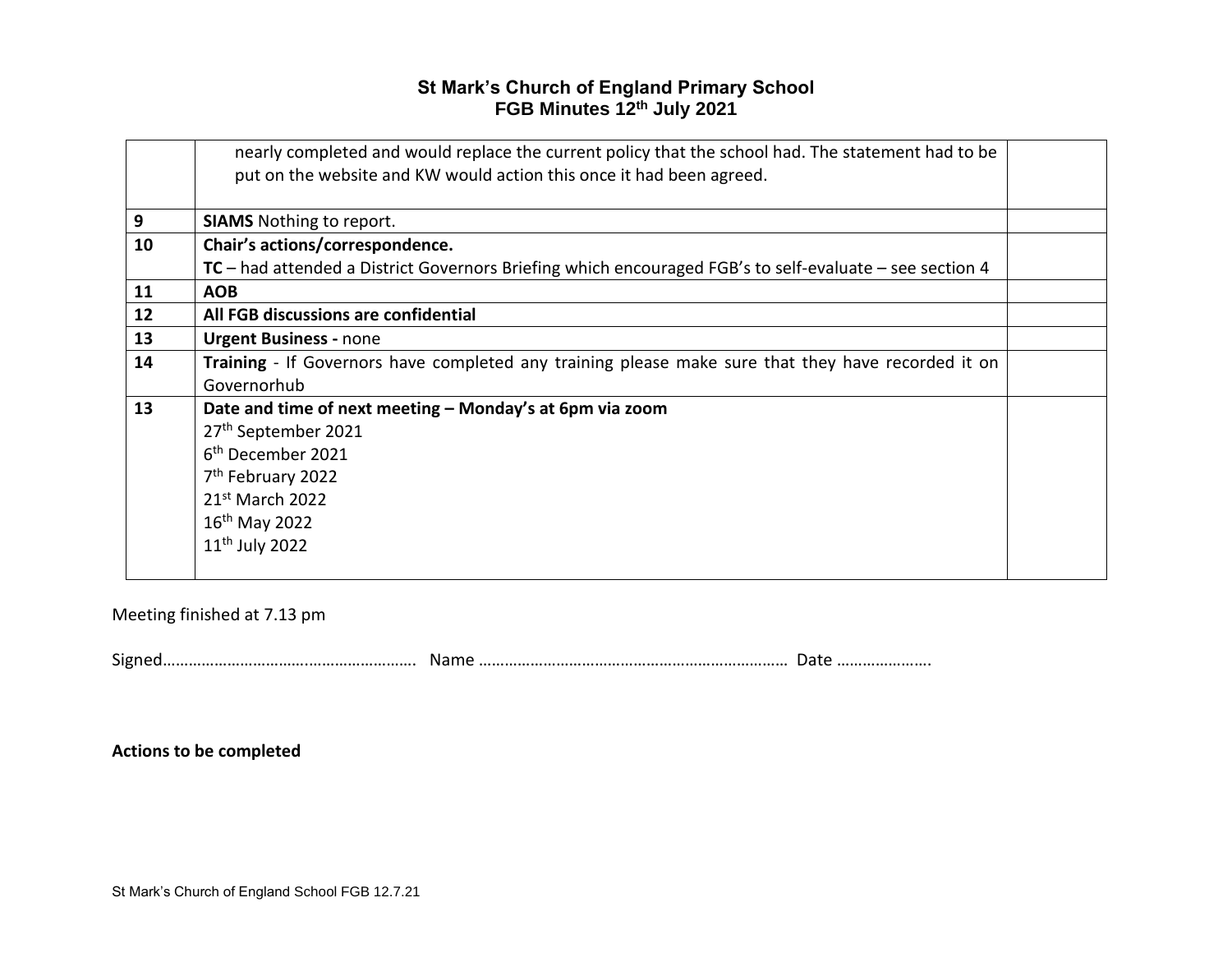# St Mark's Church of England Primary School
## FGB Minutes 12th July 2021

| | | |
|---|---|---|
| | nearly completed and would replace the current policy that the school had. The statement had to be put on the website and KW would action this once it had been agreed. | |
| 9 | **SIAMS** Nothing to report. | |
| 10 | **Chair's actions/correspondence.**<br>**TC** – had attended a District Governors Briefing which encouraged FGB's to self-evaluate – see section 4 | |
| 11 | **AOB** | |
| 12 | **All FGB discussions are confidential** | |
| 13 | **Urgent Business -** none | |
| 14 | **Training** - If Governors have completed any training please make sure that they have recorded it on Governorhub | |
| 13 | **Date and time of next meeting – Monday's at 6pm via zoom**<br>27th September 2021<br>6th December 2021<br>7th February 2022<br>21st March 2022<br>16th May 2022<br>11th July 2022 | |

Meeting finished at 7.13 pm

Signed…………………………..…………………… Name ……………………………………………………………… Date ………………….

**Actions to be completed**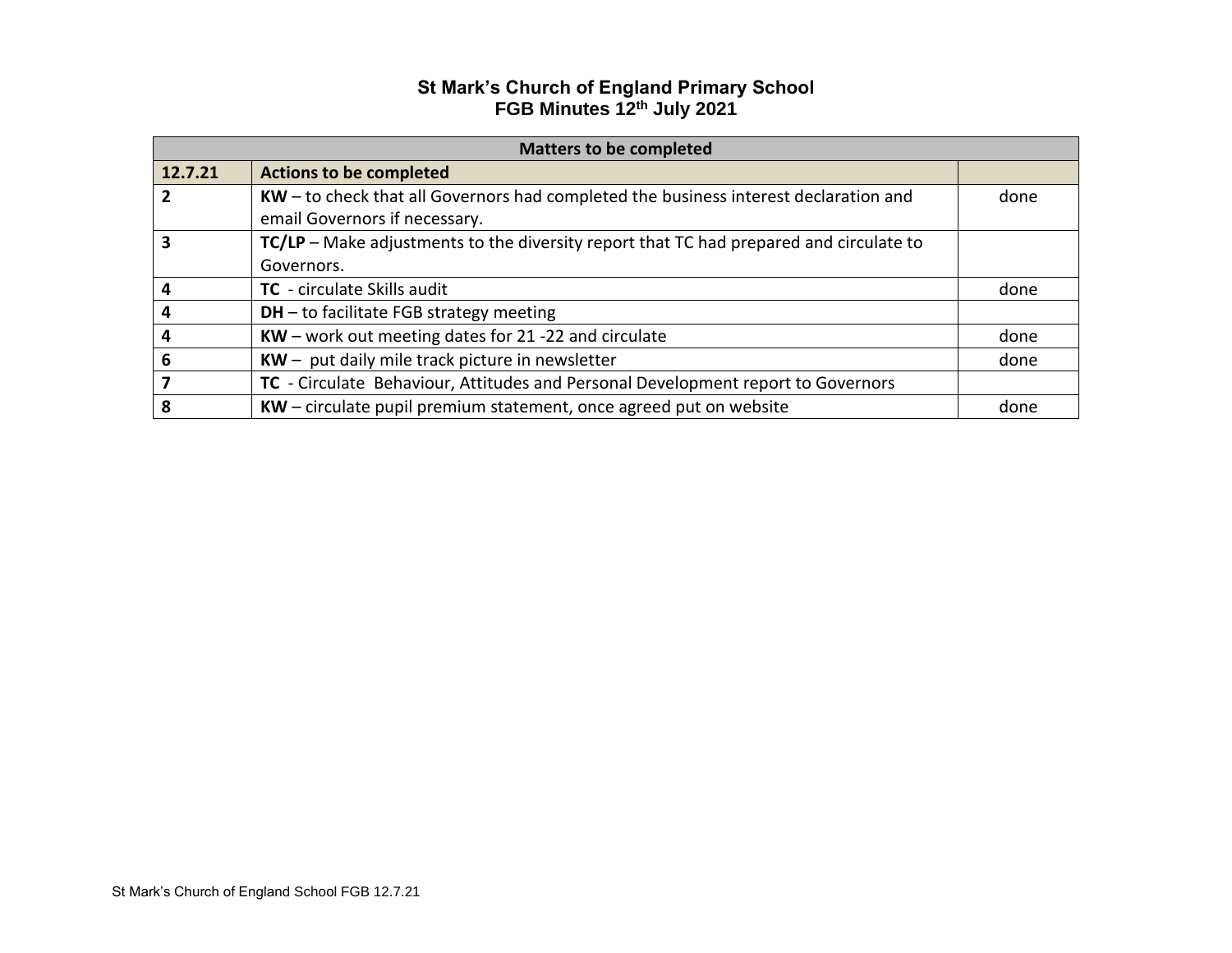# St Mark's Church of England Primary School
## FGB Minutes 12th July 2021

| Matters to be completed | | |
|---|---|---|
| **12.7.21** | **Actions to be completed** | |
| **2** | **KW** – to check that all Governors had completed the business interest declaration and email Governors if necessary. | done |
| **3** | **TC/LP** – Make adjustments to the diversity report that TC had prepared and circulate to Governors. | |
| **4** | **TC** - circulate Skills audit | done |
| **4** | **DH** – to facilitate FGB strategy meeting | |
| **4** | **KW** – work out meeting dates for 21 -22 and circulate | done |
| **6** | **KW** – put daily mile track picture in newsletter | done |
| **7** | **TC** - Circulate Behaviour, Attitudes and Personal Development report to Governors | |
| **8** | **KW** – circulate pupil premium statement, once agreed put on website | done |